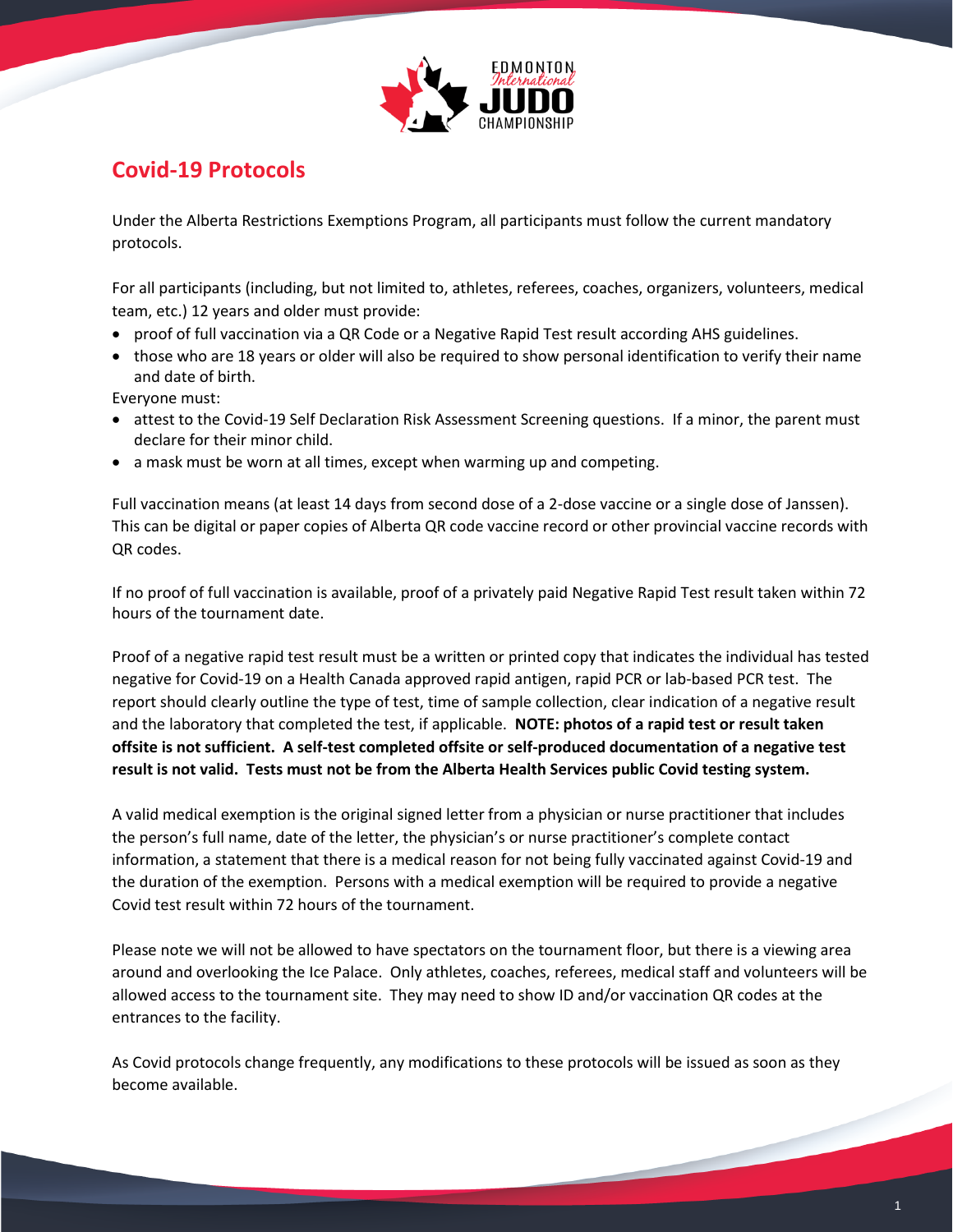# Covid-19 Protocols

Under the Alberta Restrictions Exemptions Program, all participants must follow the current mandatory protocols.

For all participants (including, but not limited to, athletes, referees, coaches, organizers, volunteers, medical team, etc.) 12 years and older must provide:

- proof of full vaccination via a QR Code or a Negative Rapid Test result according AHS guidelines.
- those who are 18 years or older will also be required to show personal identification to verify their name and date of birth.

Everyone must:

- attest to the Covid-19 Self Declaration Risk Assessment Screening questions. If a minor, the parent must declare for their minor child.
- a mask must be worn at all times, except when warming up and competing.

Full vaccination means (at least 14 days from second dose of a 2-dose vaccine or a single dose of Janssen). This can be digital or paper copies of Alberta QR code vaccine record or other provincial vaccine records with QR codes.

If no proof of full vaccination is available, proof of a privately paid Negative Rapid Test result taken within 72 hours of the tournament date.

Proof of a negative rapid test result must be a written or printed copy that indicates the individual has tested negative for Covid-19 on a Health Canada approved rapid antigen, rapid PCR or lab-based PCR test. The report should clearly outline the type of test, time of sample collection, clear indication of a negative result and the laboratory that completed the test, if applicable. **NOTE: photos of a rapid test or result taken offsite is not sufficient. A self-test completed offsite or self-produced documentation of a negative test result is not valid. Tests must not be from the Alberta Health Services public Covid testing system.**

A valid medical exemption is the original signed letter from a physician or nurse practitioner that includes the person's full name, date of the letter, the physician's or nurse practitioner's complete contact information, a statement that there is a medical reason for not being fully vaccinated against Covid-19 and the duration of the exemption. Persons with a medical exemption will be required to provide a negative Covid test result within 72 hours of the tournament.

Please note we will not be allowed to have spectators on the tournament floor, but there is a viewing area around and overlooking the Ice Palace. Only athletes, coaches, referees, medical staff and volunteers will be allowed access to the tournament site. They may need to show ID and/or vaccination QR codes at the entrances to the facility.

As Covid protocols change frequently, any modifications to these protocols will be issued as soon as they become available.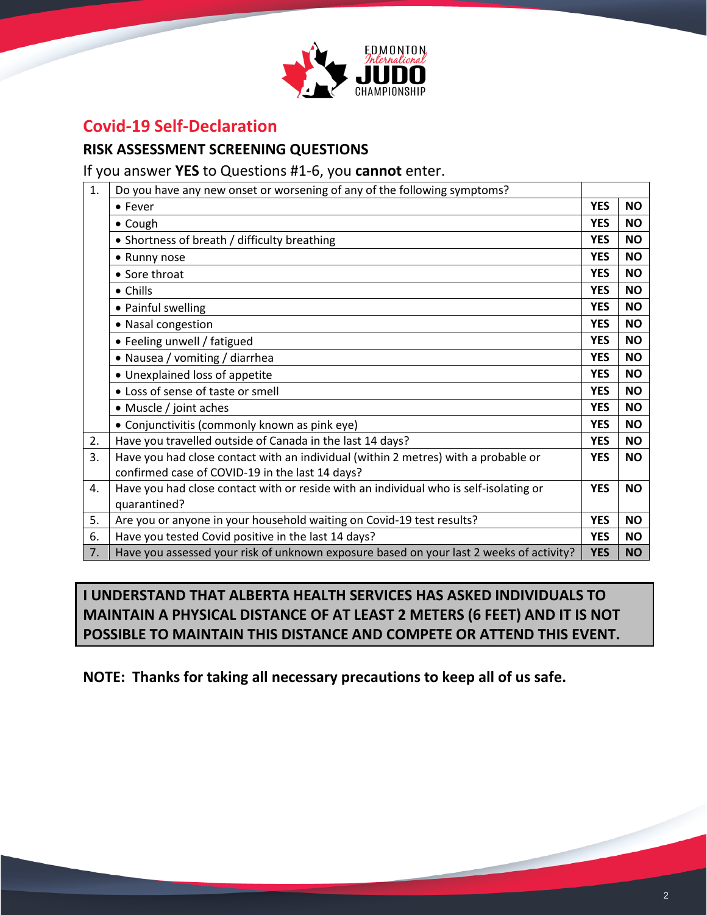## Covid-19 Self-Declaration

### RISK ASSESSMENT SCREENING QUESTIONS

If you answer **YES** to Questions #1-6, you **cannot** enter.

| | | | |
|---|---|---|---|
| 1. | Do you have any new onset or worsening of any of the following symptoms? | | |
| | • Fever | **YES** | **NO** |
| | • Cough | **YES** | **NO** |
| | • Shortness of breath / difficulty breathing | **YES** | **NO** |
| | • Runny nose | **YES** | **NO** |
| | • Sore throat | **YES** | **NO** |
| | • Chills | **YES** | **NO** |
| | • Painful swelling | **YES** | **NO** |
| | • Nasal congestion | **YES** | **NO** |
| | • Feeling unwell / fatigued | **YES** | **NO** |
| | • Nausea / vomiting / diarrhea | **YES** | **NO** |
| | • Unexplained loss of appetite | **YES** | **NO** |
| | • Loss of sense of taste or smell | **YES** | **NO** |
| | • Muscle / joint aches | **YES** | **NO** |
| | • Conjunctivitis (commonly known as pink eye) | **YES** | **NO** |
| 2. | Have you travelled outside of Canada in the last 14 days? | **YES** | **NO** |
| 3. | Have you had close contact with an individual (within 2 metres) with a probable or confirmed case of COVID-19 in the last 14 days? | **YES** | **NO** |
| 4. | Have you had close contact with or reside with an individual who is self-isolating or quarantined? | **YES** | **NO** |
| 5. | Are you or anyone in your household waiting on Covid-19 test results? | **YES** | **NO** |
| 6. | Have you tested Covid positive in the last 14 days? | **YES** | **NO** |
| 7. | Have you assessed your risk of unknown exposure based on your last 2 weeks of activity? | **YES** | **NO** |

**I UNDERSTAND THAT ALBERTA HEALTH SERVICES HAS ASKED INDIVIDUALS TO MAINTAIN A PHYSICAL DISTANCE OF AT LEAST 2 METERS (6 FEET) AND IT IS NOT POSSIBLE TO MAINTAIN THIS DISTANCE AND COMPETE OR ATTEND THIS EVENT.**

**NOTE: Thanks for taking all necessary precautions to keep all of us safe.**